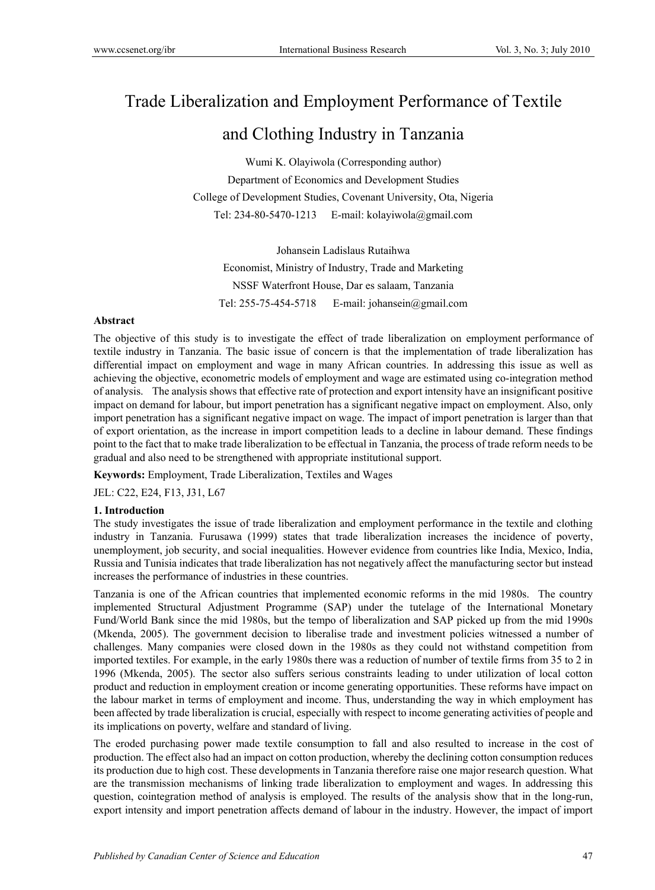# Trade Liberalization and Employment Performance of Textile and Clothing Industry in Tanzania

Wumi K. Olayiwola (Corresponding author)

Department of Economics and Development Studies

College of Development Studies, Covenant University, Ota, Nigeria

Tel: 234-80-5470-1213 E-mail: kolayiwola@gmail.com

Johansein Ladislaus Rutaihwa

Economist, Ministry of Industry, Trade and Marketing

NSSF Waterfront House, Dar es salaam, Tanzania

Tel: 255-75-454-5718 E-mail: johansein@gmail.com

### Abstract

The objective of this study is to investigate the effect of trade liberalization on employment performance of textile industry in Tanzania. The basic issue of concern is that the implementation of trade liberalization has differential impact on employment and wage in many African countries. In addressing this issue as well as achieving the objective, econometric models of employment and wage are estimated using co-integration method of analysis. The analysis shows that effective rate of protection and export intensity have an insignificant positive impact on demand for labour, but import penetration has a significant negative impact on employment. Also, only import penetration has a significant negative impact on wage. The impact of import penetration is larger than that of export orientation, as the increase in import competition leads to a decline in labour demand. These findings point to the fact that to make trade liberalization to be effectual in Tanzania, the process of trade reform needs to be gradual and also need to be strengthened with appropriate institutional support.

**Keywords:** Employment, Trade Liberalization, Textiles and Wages

JEL: C22, E24, F13, J31, L67

## 1. Introduction

The study investigates the issue of trade liberalization and employment performance in the textile and clothing industry in Tanzania. Furusawa (1999) states that trade liberalization increases the incidence of poverty, unemployment, job security, and social inequalities. However evidence from countries like India, Mexico, India, Russia and Tunisia indicates that trade liberalization has not negatively affect the manufacturing sector but instead increases the performance of industries in these countries.

Tanzania is one of the African countries that implemented economic reforms in the mid 1980s. The country implemented Structural Adjustment Programme (SAP) under the tutelage of the International Monetary Fund/World Bank since the mid 1980s, but the tempo of liberalization and SAP picked up from the mid 1990s (Mkenda, 2005). The government decision to liberalise trade and investment policies witnessed a number of challenges. Many companies were closed down in the 1980s as they could not withstand competition from imported textiles. For example, in the early 1980s there was a reduction of number of textile firms from 35 to 2 in 1996 (Mkenda, 2005). The sector also suffers serious constraints leading to under utilization of local cotton product and reduction in employment creation or income generating opportunities. These reforms have impact on the labour market in terms of employment and income. Thus, understanding the way in which employment has been affected by trade liberalization is crucial, especially with respect to income generating activities of people and its implications on poverty, welfare and standard of living.

The eroded purchasing power made textile consumption to fall and also resulted to increase in the cost of production. The effect also had an impact on cotton production, whereby the declining cotton consumption reduces its production due to high cost. These developments in Tanzania therefore raise one major research question. What are the transmission mechanisms of linking trade liberalization to employment and wages. In addressing this question, cointegration method of analysis is employed. The results of the analysis show that in the long-run, export intensity and import penetration affects demand of labour in the industry. However, the impact of import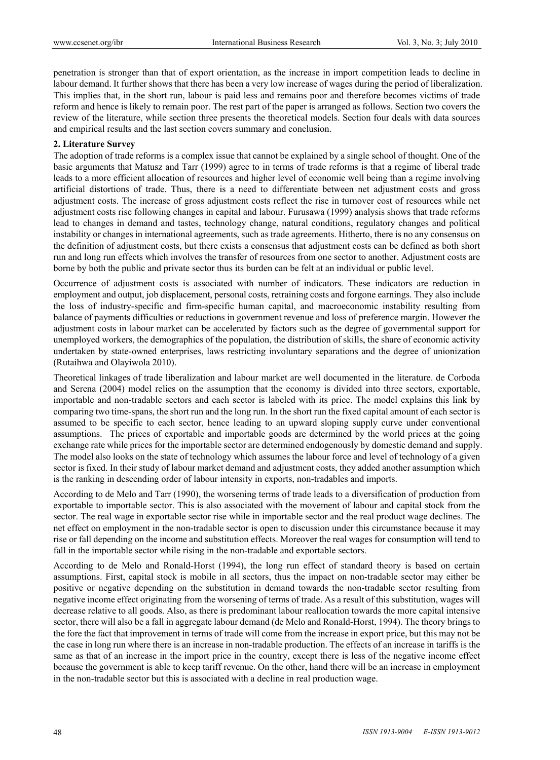penetration is stronger than that of export orientation, as the increase in import competition leads to decline in labour demand. It further shows that there has been a very low increase of wages during the period of liberalization. This implies that, in the short run, labour is paid less and remains poor and therefore becomes victims of trade reform and hence is likely to remain poor. The rest part of the paper is arranged as follows. Section two covers the review of the literature, while section three presents the theoretical models. Section four deals with data sources and empirical results and the last section covers summary and conclusion.

## 2. Literature Survey

The adoption of trade reforms is a complex issue that cannot be explained by a single school of thought. One of the basic arguments that Matusz and Tarr (1999) agree to in terms of trade reforms is that a regime of liberal trade leads to a more efficient allocation of resources and higher level of economic well being than a regime involving artificial distortions of trade. Thus, there is a need to differentiate between net adjustment costs and gross adjustment costs. The increase of gross adjustment costs reflect the rise in turnover cost of resources while net adjustment costs rise following changes in capital and labour. Furusawa (1999) analysis shows that trade reforms lead to changes in demand and tastes, technology change, natural conditions, regulatory changes and political instability or changes in international agreements, such as trade agreements. Hitherto, there is no any consensus on the definition of adjustment costs, but there exists a consensus that adjustment costs can be defined as both short run and long run effects which involves the transfer of resources from one sector to another. Adjustment costs are borne by both the public and private sector thus its burden can be felt at an individual or public level.

Occurrence of adjustment costs is associated with number of indicators. These indicators are reduction in employment and output, job displacement, personal costs, retraining costs and forgone earnings. They also include the loss of industry-specific and firm-specific human capital, and macroeconomic instability resulting from balance of payments difficulties or reductions in government revenue and loss of preference margin. However the adjustment costs in labour market can be accelerated by factors such as the degree of governmental support for unemployed workers, the demographics of the population, the distribution of skills, the share of economic activity undertaken by state-owned enterprises, laws restricting involuntary separations and the degree of unionization (Rutaihwa and Olayiwola 2010).

Theoretical linkages of trade liberalization and labour market are well documented in the literature. de Corboda and Serena (2004) model relies on the assumption that the economy is divided into three sectors, exportable, importable and non-tradable sectors and each sector is labeled with its price. The model explains this link by comparing two time-spans, the short run and the long run. In the short run the fixed capital amount of each sector is assumed to be specific to each sector, hence leading to an upward sloping supply curve under conventional assumptions. The prices of exportable and importable goods are determined by the world prices at the going exchange rate while prices for the importable sector are determined endogenously by domestic demand and supply. The model also looks on the state of technology which assumes the labour force and level of technology of a given sector is fixed. In their study of labour market demand and adjustment costs, they added another assumption which is the ranking in descending order of labour intensity in exports, non-tradables and imports.

According to de Melo and Tarr (1990), the worsening terms of trade leads to a diversification of production from exportable to importable sector. This is also associated with the movement of labour and capital stock from the sector. The real wage in exportable sector rise while in importable sector and the real product wage declines. The net effect on employment in the non-tradable sector is open to discussion under this circumstance because it may rise or fall depending on the income and substitution effects. Moreover the real wages for consumption will tend to fall in the importable sector while rising in the non-tradable and exportable sectors.

According to de Melo and Ronald-Horst (1994), the long run effect of standard theory is based on certain assumptions. First, capital stock is mobile in all sectors, thus the impact on non-tradable sector may either be positive or negative depending on the substitution in demand towards the non-tradable sector resulting from negative income effect originating from the worsening of terms of trade. As a result of this substitution, wages will decrease relative to all goods. Also, as there is predominant labour reallocation towards the more capital intensive sector, there will also be a fall in aggregate labour demand (de Melo and Ronald-Horst, 1994). The theory brings to the fore the fact that improvement in terms of trade will come from the increase in export price, but this may not be the case in long run where there is an increase in non-tradable production. The effects of an increase in tariffs is the same as that of an increase in the import price in the country, except there is less of the negative income effect because the government is able to keep tariff revenue. On the other, hand there will be an increase in employment in the non-tradable sector but this is associated with a decline in real production wage.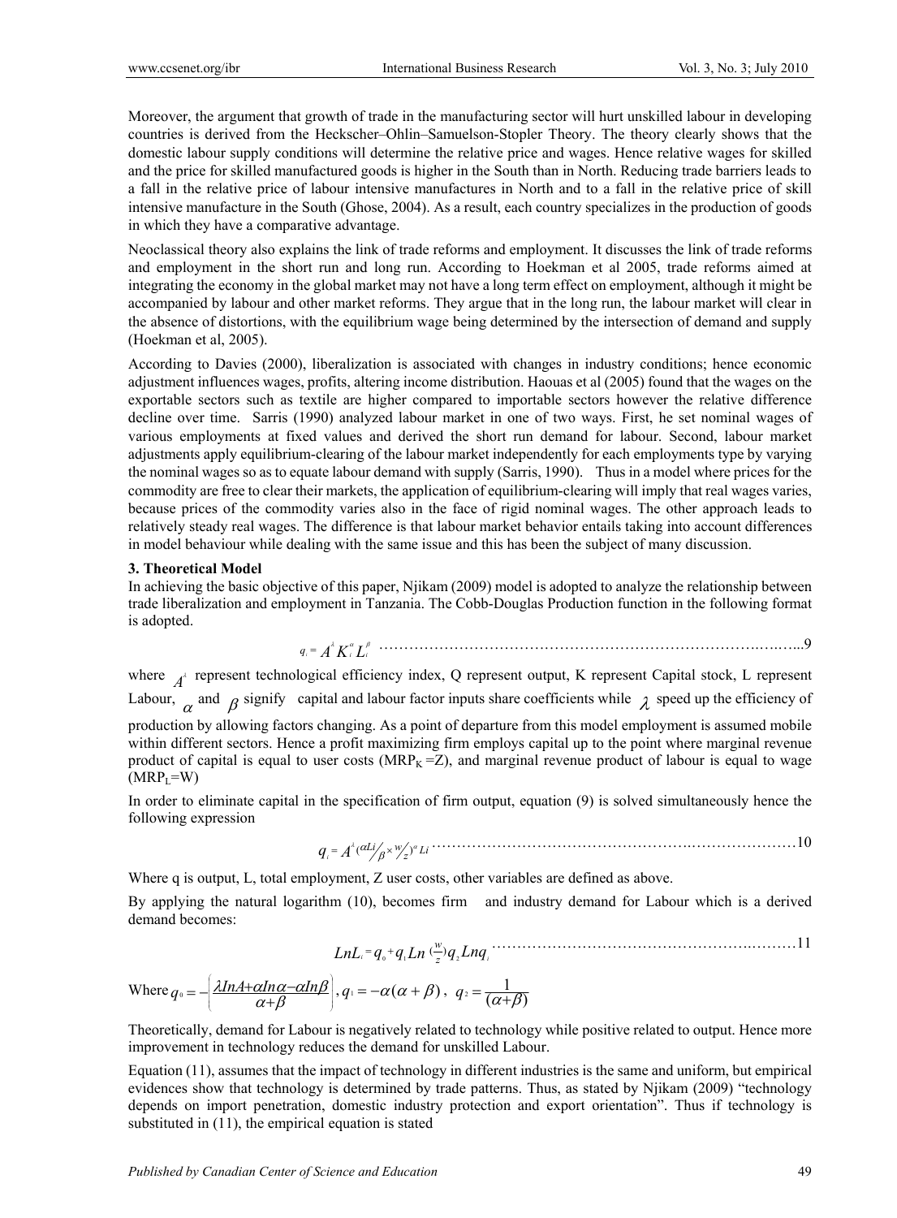Moreover, the argument that growth of trade in the manufacturing sector will hurt unskilled labour in developing countries is derived from the Heckscher–Ohlin–Samuelson-Stopler Theory. The theory clearly shows that the domestic labour supply conditions will determine the relative price and wages. Hence relative wages for skilled and the price for skilled manufactured goods is higher in the South than in North. Reducing trade barriers leads to a fall in the relative price of labour intensive manufactures in North and to a fall in the relative price of skill intensive manufacture in the South (Ghose, 2004). As a result, each country specializes in the production of goods in which they have a comparative advantage.

Neoclassical theory also explains the link of trade reforms and employment. It discusses the link of trade reforms and employment in the short run and long run. According to Hoekman et al 2005, trade reforms aimed at integrating the economy in the global market may not have a long term effect on employment, although it might be accompanied by labour and other market reforms. They argue that in the long run, the labour market will clear in the absence of distortions, with the equilibrium wage being determined by the intersection of demand and supply (Hoekman et al, 2005).

According to Davies (2000), liberalization is associated with changes in industry conditions; hence economic adjustment influences wages, profits, altering income distribution. Haouas et al (2005) found that the wages on the exportable sectors such as textile are higher compared to importable sectors however the relative difference decline over time. Sarris (1990) analyzed labour market in one of two ways. First, he set nominal wages of various employments at fixed values and derived the short run demand for labour. Second, labour market adjustments apply equilibrium-clearing of the labour market independently for each employments type by varying the nominal wages so as to equate labour demand with supply (Sarris, 1990). Thus in a model where prices for the commodity are free to clear their markets, the application of equilibrium-clearing will imply that real wages varies, because prices of the commodity varies also in the face of rigid nominal wages. The other approach leads to relatively steady real wages. The difference is that labour market behavior entails taking into account differences in model behaviour while dealing with the same issue and this has been the subject of many discussion.

### 3. Theoretical Model

In achieving the basic objective of this paper, Njikam (2009) model is adopted to analyze the relationship between trade liberalization and employment in Tanzania. The Cobb-Douglas Production function in the following format is adopted.

$$q_i = A^{\lambda} K_i^{\alpha} L_i^{\beta} \quad \text{...........9}$$

where $A^{\lambda}$ represent technological efficiency index, Q represent output, K represent Capital stock, L represent Labour, $\alpha$ and $\beta$ signify capital and labour factor inputs share coefficients while $\lambda$ speed up the efficiency of production by allowing factors changing. As a point of departure from this model employment is assumed mobile within different sectors. Hence a profit maximizing firm employs capital up to the point where marginal revenue product of capital is equal to user costs ($MRP_K = Z$), and marginal revenue product of labour is equal to wage ($MRP_L = W$)

In order to eliminate capital in the specification of firm output, equation (9) is solved simultaneously hence the following expression

$$q_i = A^{\lambda} \left(\frac{\alpha Li}{\beta} \times \frac{w}{z}\right)^{\alpha} Li \quad \text{...........10}$$

Where q is output, L, total employment, Z user costs, other variables are defined as above.

By applying the natural logarithm (10), becomes firm and industry demand for Labour which is a derived demand becomes:

$$LnL_i = q_0 + q_1 Ln\left(\frac{w}{z}\right) q_2 Lnq_i \quad \text{...........11}$$

Where $q_0 = -\left(\dfrac{\lambda InA + \alpha In\alpha - \alpha In\beta}{\alpha + \beta}\right)$, $q_1 = -\alpha(\alpha + \beta)$, $q_2 = \dfrac{1}{(\alpha + \beta)}$

Theoretically, demand for Labour is negatively related to technology while positive related to output. Hence more improvement in technology reduces the demand for unskilled Labour.

Equation (11), assumes that the impact of technology in different industries is the same and uniform, but empirical evidences show that technology is determined by trade patterns. Thus, as stated by Njikam (2009) "technology depends on import penetration, domestic industry protection and export orientation". Thus if technology is substituted in (11), the empirical equation is stated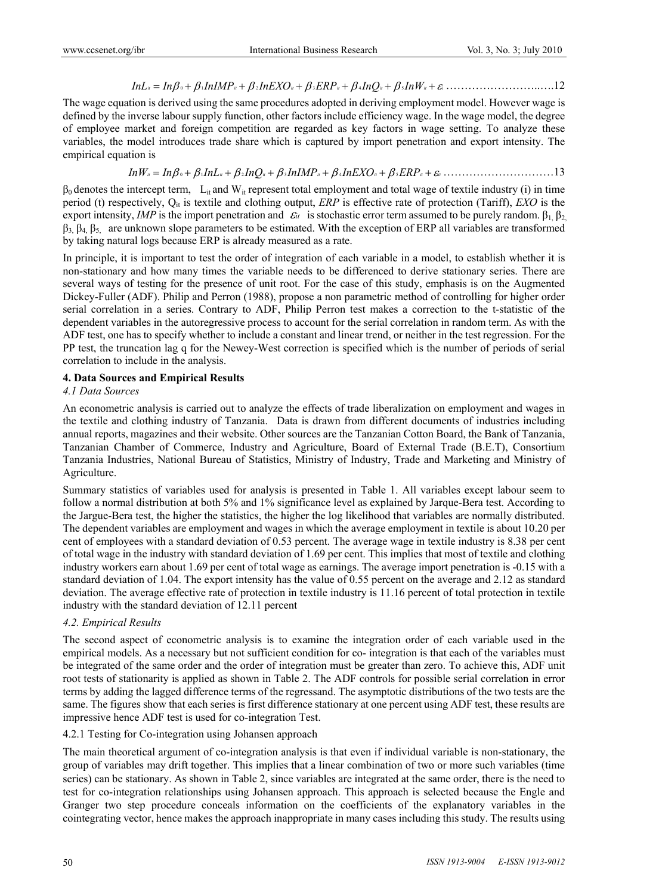$$InL_{it} = In\beta_0 + \beta_1 InIMP_{it} + \beta_2 InEXO_{it} + \beta_3 ERP_{it} + \beta_4 InQ_{it} + \beta_5 InW_{it} + \varepsilon_t \quad \text{……………………..….12}$$

The wage equation is derived using the same procedures adopted in deriving employment model. However wage is defined by the inverse labour supply function, other factors include efficiency wage. In the wage model, the degree of employee market and foreign competition are regarded as key factors in wage setting. To analyze these variables, the model introduces trade share which is captured by import penetration and export intensity. The empirical equation is

$$InW_{it} = In\beta_0 + \beta_1 InL_{it} + \beta_2 InQ_{it} + \beta_3 InIMP_{it} + \beta_4 InEXO_{it} + \beta_5 ERP_{it} + \varepsilon_{it} \quad \text{…………………………13}$$

$\beta_0$ denotes the intercept term, $L_{it}$ and $W_{it}$ represent total employment and total wage of textile industry (i) in time period (t) respectively, $Q_{it}$ is textile and clothing output, *ERP* is effective rate of protection (Tariff), *EXO* is the export intensity, *IMP* is the import penetration and $\varepsilon_{it}$ is stochastic error term assumed to be purely random. $\beta_1, \beta_2, \beta_3, \beta_4, \beta_5,$ are unknown slope parameters to be estimated. With the exception of ERP all variables are transformed by taking natural logs because ERP is already measured as a rate.

In principle, it is important to test the order of integration of each variable in a model, to establish whether it is non-stationary and how many times the variable needs to be differenced to derive stationary series. There are several ways of testing for the presence of unit root. For the case of this study, emphasis is on the Augmented Dickey-Fuller (ADF). Philip and Perron (1988), propose a non parametric method of controlling for higher order serial correlation in a series. Contrary to ADF, Philip Perron test makes a correction to the t-statistic of the dependent variables in the autoregressive process to account for the serial correlation in random term. As with the ADF test, one has to specify whether to include a constant and linear trend, or neither in the test regression. For the PP test, the truncation lag q for the Newey-West correction is specified which is the number of periods of serial correlation to include in the analysis.

## 4. Data Sources and Empirical Results

### *4.1 Data Sources*

An econometric analysis is carried out to analyze the effects of trade liberalization on employment and wages in the textile and clothing industry of Tanzania. Data is drawn from different documents of industries including annual reports, magazines and their website. Other sources are the Tanzanian Cotton Board, the Bank of Tanzania, Tanzanian Chamber of Commerce, Industry and Agriculture, Board of External Trade (B.E.T), Consortium Tanzania Industries, National Bureau of Statistics, Ministry of Industry, Trade and Marketing and Ministry of Agriculture.

Summary statistics of variables used for analysis is presented in Table 1. All variables except labour seem to follow a normal distribution at both 5% and 1% significance level as explained by Jarque-Bera test. According to the Jargue-Bera test, the higher the statistics, the higher the log likelihood that variables are normally distributed. The dependent variables are employment and wages in which the average employment in textile is about 10.20 per cent of employees with a standard deviation of 0.53 percent. The average wage in textile industry is 8.38 per cent of total wage in the industry with standard deviation of 1.69 per cent. This implies that most of textile and clothing industry workers earn about 1.69 per cent of total wage as earnings. The average import penetration is -0.15 with a standard deviation of 1.04. The export intensity has the value of 0.55 percent on the average and 2.12 as standard deviation. The average effective rate of protection in textile industry is 11.16 percent of total protection in textile industry with the standard deviation of 12.11 percent

### *4.2. Empirical Results*

The second aspect of econometric analysis is to examine the integration order of each variable used in the empirical models. As a necessary but not sufficient condition for co- integration is that each of the variables must be integrated of the same order and the order of integration must be greater than zero. To achieve this, ADF unit root tests of stationarity is applied as shown in Table 2. The ADF controls for possible serial correlation in error terms by adding the lagged difference terms of the regressand. The asymptotic distributions of the two tests are the same. The figures show that each series is first difference stationary at one percent using ADF test, these results are impressive hence ADF test is used for co-integration Test.

#### 4.2.1 Testing for Co-integration using Johansen approach

The main theoretical argument of co-integration analysis is that even if individual variable is non-stationary, the group of variables may drift together. This implies that a linear combination of two or more such variables (time series) can be stationary. As shown in Table 2, since variables are integrated at the same order, there is the need to test for co-integration relationships using Johansen approach. This approach is selected because the Engle and Granger two step procedure conceals information on the coefficients of the explanatory variables in the cointegrating vector, hence makes the approach inappropriate in many cases including this study. The results using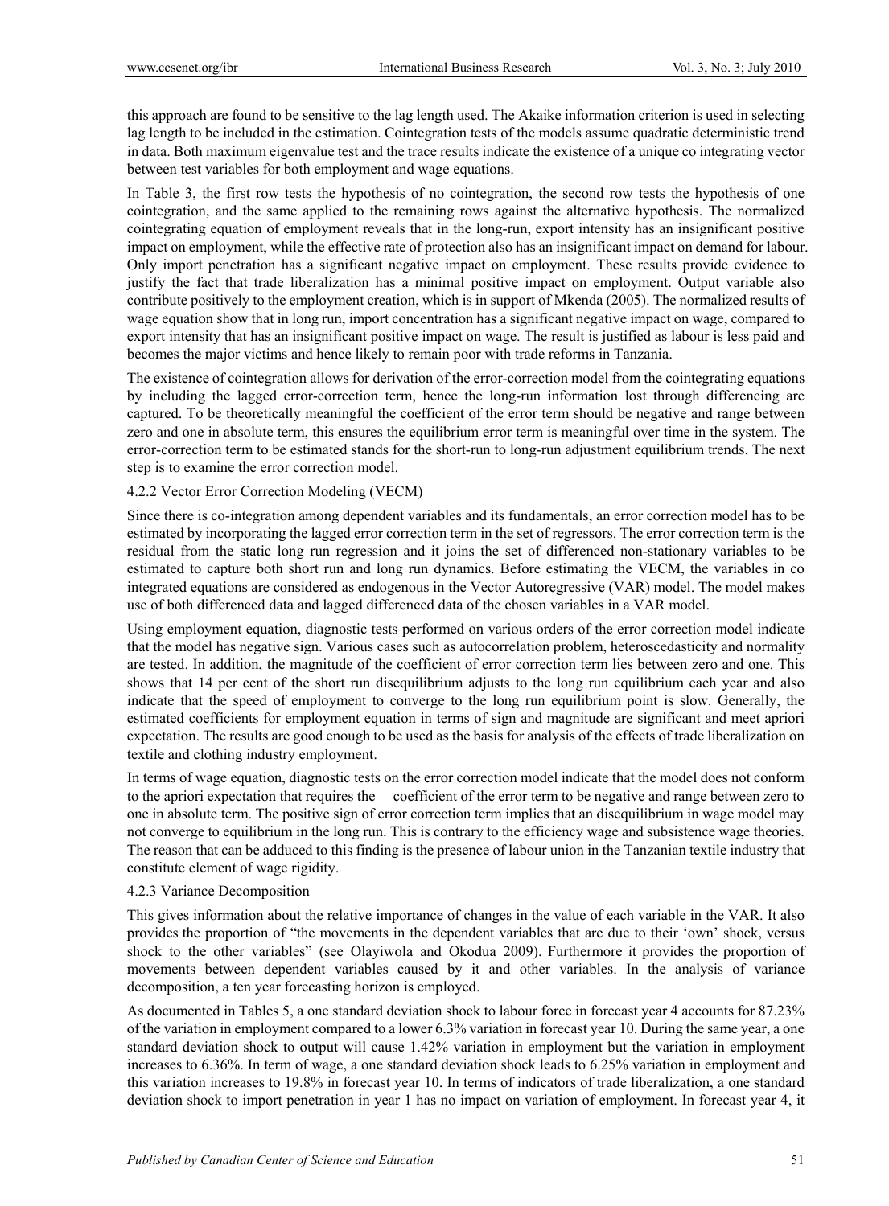this approach are found to be sensitive to the lag length used. The Akaike information criterion is used in selecting lag length to be included in the estimation. Cointegration tests of the models assume quadratic deterministic trend in data. Both maximum eigenvalue test and the trace results indicate the existence of a unique co integrating vector between test variables for both employment and wage equations.

In Table 3, the first row tests the hypothesis of no cointegration, the second row tests the hypothesis of one cointegration, and the same applied to the remaining rows against the alternative hypothesis. The normalized cointegrating equation of employment reveals that in the long-run, export intensity has an insignificant positive impact on employment, while the effective rate of protection also has an insignificant impact on demand for labour. Only import penetration has a significant negative impact on employment. These results provide evidence to justify the fact that trade liberalization has a minimal positive impact on employment. Output variable also contribute positively to the employment creation, which is in support of Mkenda (2005). The normalized results of wage equation show that in long run, import concentration has a significant negative impact on wage, compared to export intensity that has an insignificant positive impact on wage. The result is justified as labour is less paid and becomes the major victims and hence likely to remain poor with trade reforms in Tanzania.

The existence of cointegration allows for derivation of the error-correction model from the cointegrating equations by including the lagged error-correction term, hence the long-run information lost through differencing are captured. To be theoretically meaningful the coefficient of the error term should be negative and range between zero and one in absolute term, this ensures the equilibrium error term is meaningful over time in the system. The error-correction term to be estimated stands for the short-run to long-run adjustment equilibrium trends. The next step is to examine the error correction model.

### 4.2.2 Vector Error Correction Modeling (VECM)

Since there is co-integration among dependent variables and its fundamentals, an error correction model has to be estimated by incorporating the lagged error correction term in the set of regressors. The error correction term is the residual from the static long run regression and it joins the set of differenced non-stationary variables to be estimated to capture both short run and long run dynamics. Before estimating the VECM, the variables in co integrated equations are considered as endogenous in the Vector Autoregressive (VAR) model. The model makes use of both differenced data and lagged differenced data of the chosen variables in a VAR model.

Using employment equation, diagnostic tests performed on various orders of the error correction model indicate that the model has negative sign. Various cases such as autocorrelation problem, heteroscedasticity and normality are tested. In addition, the magnitude of the coefficient of error correction term lies between zero and one. This shows that 14 per cent of the short run disequilibrium adjusts to the long run equilibrium each year and also indicate that the speed of employment to converge to the long run equilibrium point is slow. Generally, the estimated coefficients for employment equation in terms of sign and magnitude are significant and meet apriori expectation. The results are good enough to be used as the basis for analysis of the effects of trade liberalization on textile and clothing industry employment.

In terms of wage equation, diagnostic tests on the error correction model indicate that the model does not conform to the apriori expectation that requires the coefficient of the error term to be negative and range between zero to one in absolute term. The positive sign of error correction term implies that an disequilibrium in wage model may not converge to equilibrium in the long run. This is contrary to the efficiency wage and subsistence wage theories. The reason that can be adduced to this finding is the presence of labour union in the Tanzanian textile industry that constitute element of wage rigidity.

### 4.2.3 Variance Decomposition

This gives information about the relative importance of changes in the value of each variable in the VAR. It also provides the proportion of "the movements in the dependent variables that are due to their 'own' shock, versus shock to the other variables" (see Olayiwola and Okodua 2009). Furthermore it provides the proportion of movements between dependent variables caused by it and other variables. In the analysis of variance decomposition, a ten year forecasting horizon is employed.

As documented in Tables 5, a one standard deviation shock to labour force in forecast year 4 accounts for 87.23% of the variation in employment compared to a lower 6.3% variation in forecast year 10. During the same year, a one standard deviation shock to output will cause 1.42% variation in employment but the variation in employment increases to 6.36%. In term of wage, a one standard deviation shock leads to 6.25% variation in employment and this variation increases to 19.8% in forecast year 10. In terms of indicators of trade liberalization, a one standard deviation shock to import penetration in year 1 has no impact on variation of employment. In forecast year 4, it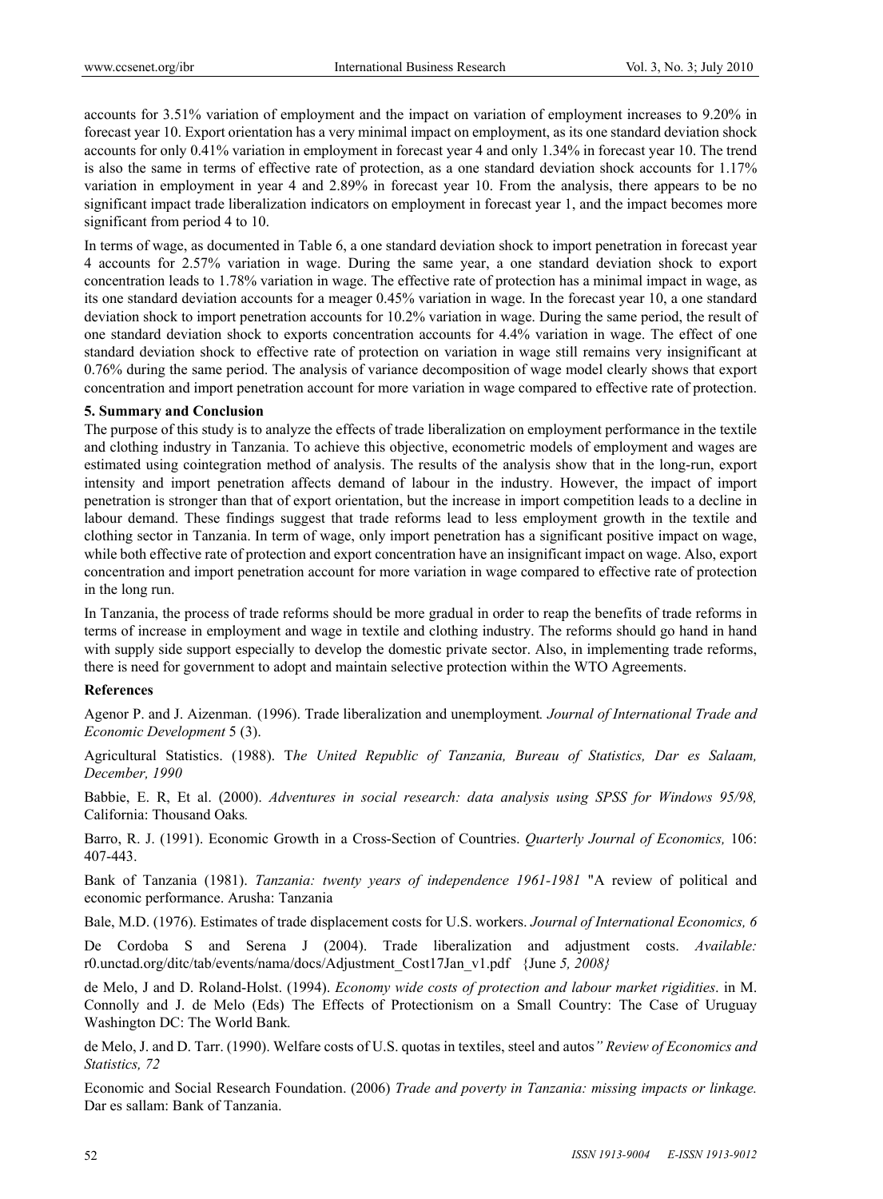accounts for 3.51% variation of employment and the impact on variation of employment increases to 9.20% in forecast year 10. Export orientation has a very minimal impact on employment, as its one standard deviation shock accounts for only 0.41% variation in employment in forecast year 4 and only 1.34% in forecast year 10. The trend is also the same in terms of effective rate of protection, as a one standard deviation shock accounts for 1.17% variation in employment in year 4 and 2.89% in forecast year 10. From the analysis, there appears to be no significant impact trade liberalization indicators on employment in forecast year 1, and the impact becomes more significant from period 4 to 10.

In terms of wage, as documented in Table 6, a one standard deviation shock to import penetration in forecast year 4 accounts for 2.57% variation in wage. During the same year, a one standard deviation shock to export concentration leads to 1.78% variation in wage. The effective rate of protection has a minimal impact in wage, as its one standard deviation accounts for a meager 0.45% variation in wage. In the forecast year 10, a one standard deviation shock to import penetration accounts for 10.2% variation in wage. During the same period, the result of one standard deviation shock to exports concentration accounts for 4.4% variation in wage. The effect of one standard deviation shock to effective rate of protection on variation in wage still remains very insignificant at 0.76% during the same period. The analysis of variance decomposition of wage model clearly shows that export concentration and import penetration account for more variation in wage compared to effective rate of protection.

## 5. Summary and Conclusion

The purpose of this study is to analyze the effects of trade liberalization on employment performance in the textile and clothing industry in Tanzania. To achieve this objective, econometric models of employment and wages are estimated using cointegration method of analysis. The results of the analysis show that in the long-run, export intensity and import penetration affects demand of labour in the industry. However, the impact of import penetration is stronger than that of export orientation, but the increase in import competition leads to a decline in labour demand. These findings suggest that trade reforms lead to less employment growth in the textile and clothing sector in Tanzania. In term of wage, only import penetration has a significant positive impact on wage, while both effective rate of protection and export concentration have an insignificant impact on wage. Also, export concentration and import penetration account for more variation in wage compared to effective rate of protection in the long run.

In Tanzania, the process of trade reforms should be more gradual in order to reap the benefits of trade reforms in terms of increase in employment and wage in textile and clothing industry. The reforms should go hand in hand with supply side support especially to develop the domestic private sector. Also, in implementing trade reforms, there is need for government to adopt and maintain selective protection within the WTO Agreements.

## References

Agenor P. and J. Aizenman. (1996). Trade liberalization and unemployment. *Journal of International Trade and Economic Development* 5 (3).

Agricultural Statistics. (1988). T*he United Republic of Tanzania, Bureau of Statistics, Dar es Salaam, December, 1990*

Babbie, E. R, Et al. (2000). *Adventures in social research: data analysis using SPSS for Windows 95/98,* California: Thousand Oaks*.*

Barro, R. J. (1991). Economic Growth in a Cross-Section of Countries. *Quarterly Journal of Economics,* 106: 407-443.

Bank of Tanzania (1981). *Tanzania: twenty years of independence 1961-1981* "A review of political and economic performance. Arusha: Tanzania

Bale, M.D. (1976). Estimates of trade displacement costs for U.S. workers. *Journal of International Economics, 6*

De Cordoba S and Serena J (2004). Trade liberalization and adjustment costs. *Available:* r0.unctad.org/ditc/tab/events/nama/docs/Adjustment_Cost17Jan_v1.pdf {June *5, 2008}*

de Melo, J and D. Roland-Holst. (1994). *Economy wide costs of protection and labour market rigidities*. in M. Connolly and J. de Melo (Eds) The Effects of Protectionism on a Small Country: The Case of Uruguay Washington DC: The World Bank*.*

de Melo, J. and D. Tarr. (1990). Welfare costs of U.S. quotas in textiles, steel and autos*" Review of Economics and Statistics, 72*

Economic and Social Research Foundation. (2006) *Trade and poverty in Tanzania: missing impacts or linkage.* Dar es sallam: Bank of Tanzania.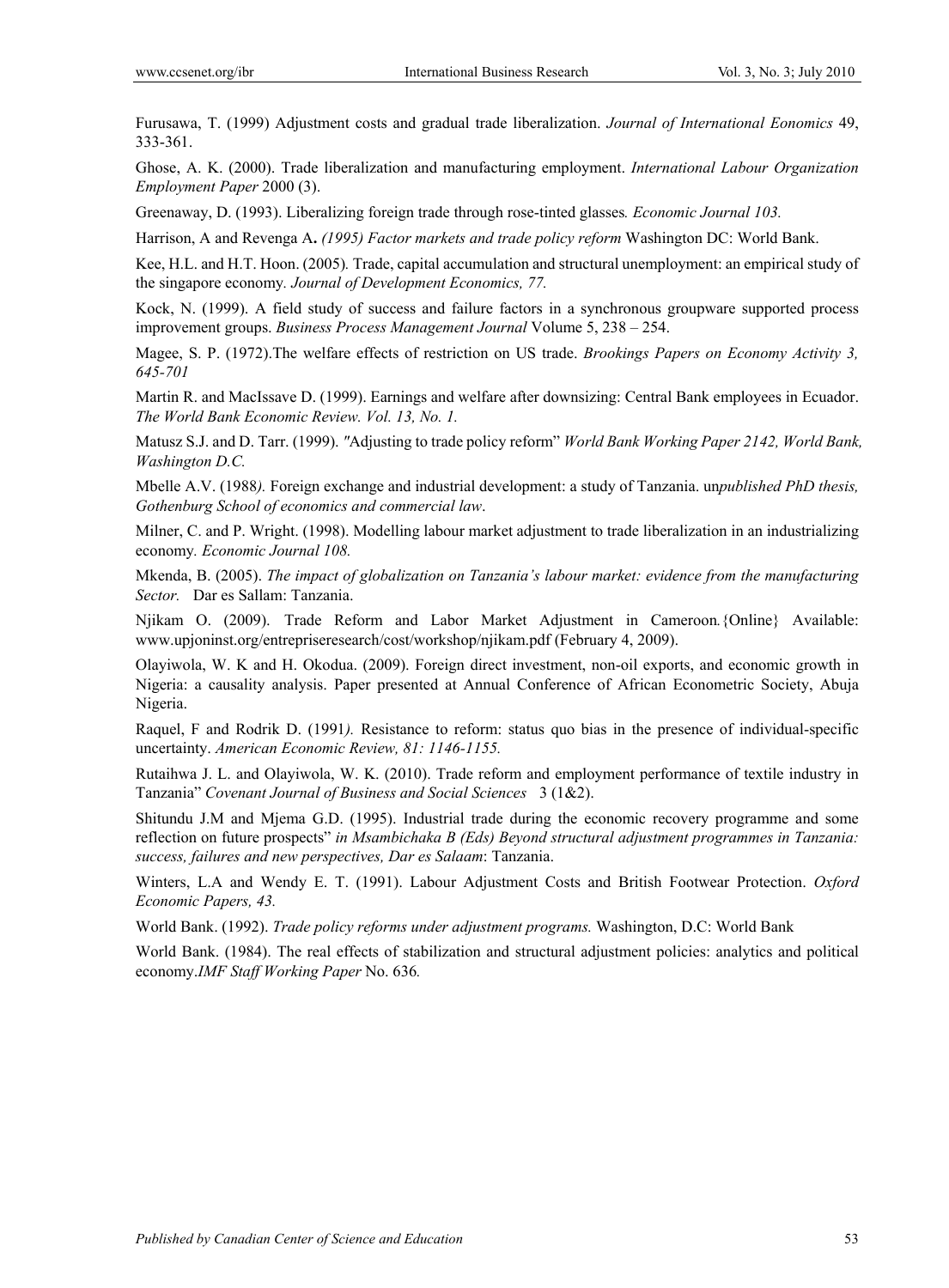Furusawa, T. (1999) Adjustment costs and gradual trade liberalization. *Journal of International Eonomics* 49, 333-361.

Ghose, A. K. (2000). Trade liberalization and manufacturing employment. *International Labour Organization Employment Paper* 2000 (3).

Greenaway, D. (1993). Liberalizing foreign trade through rose-tinted glasses*. Economic Journal 103.*

Harrison, A and Revenga A**.** *(1995) Factor markets and trade policy reform* Washington DC: World Bank.

Kee, H.L. and H.T. Hoon. (2005)*.* Trade, capital accumulation and structural unemployment: an empirical study of the singapore economy*. Journal of Development Economics, 77.*

Kock, N. (1999). A field study of success and failure factors in a synchronous groupware supported process improvement groups. *Business Process Management Journal* Volume 5, 238 – 254.

Magee, S. P. (1972).The welfare effects of restriction on US trade. *Brookings Papers on Economy Activity 3, 645-701*

Martin R. and MacIssave D. (1999). Earnings and welfare after downsizing: Central Bank employees in Ecuador. *The World Bank Economic Review. Vol. 13, No. 1.*

Matusz S.J. and D. Tarr. (1999). *"*Adjusting to trade policy reform" *World Bank Working Paper 2142, World Bank, Washington D.C.*

Mbelle A.V. (1988*).* Foreign exchange and industrial development: a study of Tanzania. un*published PhD thesis, Gothenburg School of economics and commercial law*.

Milner, C. and P. Wright. (1998). Modelling labour market adjustment to trade liberalization in an industrializing economy*. Economic Journal 108.*

Mkenda, B. (2005). *The impact of globalization on Tanzania's labour market: evidence from the manufacturing Sector.* Dar es Sallam: Tanzania.

Njikam O. (2009). Trade Reform and Labor Market Adjustment in Cameroon*.*{Online} Available: www.upjoninst.org/entrepriseresearch/cost/workshop/njikam.pdf (February 4, 2009).

Olayiwola, W. K and H. Okodua. (2009). Foreign direct investment, non-oil exports, and economic growth in Nigeria: a causality analysis. Paper presented at Annual Conference of African Econometric Society, Abuja Nigeria.

Raquel, F and Rodrik D. (1991*).* Resistance to reform: status quo bias in the presence of individual-specific uncertainty. *American Economic Review, 81: 1146-1155.*

Rutaihwa J. L. and Olayiwola, W. K. (2010). Trade reform and employment performance of textile industry in Tanzania" *Covenant Journal of Business and Social Sciences* 3 (1&2).

Shitundu J.M and Mjema G.D. (1995). Industrial trade during the economic recovery programme and some reflection on future prospects" *in Msambichaka B (Eds) Beyond structural adjustment programmes in Tanzania: success, failures and new perspectives, Dar es Salaam*: Tanzania.

Winters, L.A and Wendy E. T. (1991). Labour Adjustment Costs and British Footwear Protection. *Oxford Economic Papers, 43.*

World Bank. (1992). *Trade policy reforms under adjustment programs.* Washington, D.C: World Bank

World Bank. (1984). The real effects of stabilization and structural adjustment policies: analytics and political economy.*IMF Staff Working Paper* No. 636*.*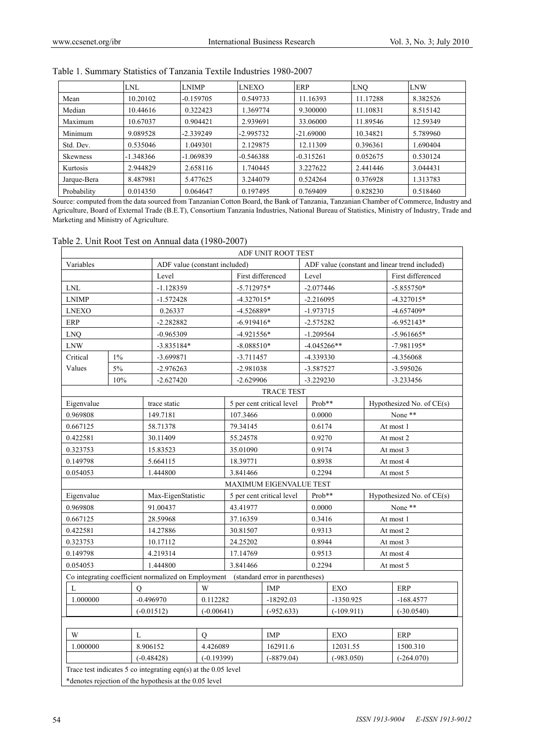Table 1. Summary Statistics of Tanzania Textile Industries 1980-2007

| | LNL | LNIMP | LNEXO | ERP | LNQ | LNW |
|---|---|---|---|---|---|---|
| Mean | 10.20102 | -0.159705 | 0.549733 | 11.16393 | 11.17288 | 8.382526 |
| Median | 10.44616 | 0.322423 | 1.369774 | 9.300000 | 11.10831 | 8.515142 |
| Maximum | 10.67037 | 0.904421 | 2.939691 | 33.06000 | 11.89546 | 12.59349 |
| Minimum | 9.089528 | -2.339249 | -2.995732 | -21.69000 | 10.34821 | 5.789960 |
| Std. Dev. | 0.535046 | 1.049301 | 2.129875 | 12.11309 | 0.396361 | 1.690404 |
| Skewness | -1.348366 | -1.069839 | -0.546388 | -0.315261 | 0.052675 | 0.530124 |
| Kurtosis | 2.944829 | 2.658116 | 1.740445 | 3.227622 | 2.441446 | 3.044431 |
| Jarque-Bera | 8.487981 | 5.477625 | 3.244079 | 0.524264 | 0.376928 | 1.313783 |
| Probability | 0.014350 | 0.064647 | 0.197495 | 0.769409 | 0.828230 | 0.518460 |

Source: computed from the data sourced from Tanzanian Cotton Board, the Bank of Tanzania, Tanzanian Chamber of Commerce, Industry and Agriculture, Board of External Trade (B.E.T), Consortium Tanzania Industries, National Bureau of Statistics, Ministry of Industry, Trade and Marketing and Ministry of Agriculture.

Table 2. Unit Root Test on Annual data (1980-2007)

**ADF UNIT ROOT TEST**

| Variables | | ADF value (constant included) | | ADF value (constant and linear trend included) | |
|---|---|---|---|---|---|
| | | Level | First differenced | Level | First differenced |
| LNL | | -1.128359 | -5.712975* | -2.077446 | -5.855750* |
| LNIMP | | -1.572428 | -4.327015* | -2.216095 | -4.327015* |
| LNEXO | | 0.26337 | -4.526889* | -1.973715 | -4.657409* |
| ERP | | -2.282882 | -6.919416* | -2.575282 | -6.952143* |
| LNQ | | -0.965309 | -4.921556* | -1.209564 | -5.961665* |
| LNW | | -3.835184* | -8.088510* | -4.045266** | -7.981195* |
| Critical Values | 1% | -3.699871 | -3.711457 | -4.339330 | -4.356068 |
| | 5% | -2.976263 | -2.981038 | -3.587527 | -3.595026 |
| | 10% | -2.627420 | -2.629906 | -3.229230 | -3.233456 |

**TRACE TEST**

| Eigenvalue | trace static | 5 per cent critical level | Prob** | Hypothesized No. of CE(s) |
|---|---|---|---|---|
| 0.969808 | 149.7181 | 107.3466 | 0.0000 | None ** |
| 0.667125 | 58.71378 | 79.34145 | 0.6174 | At most 1 |
| 0.422581 | 30.11409 | 55.24578 | 0.9270 | At most 2 |
| 0.323753 | 15.83523 | 35.01090 | 0.9174 | At most 3 |
| 0.149798 | 5.664115 | 18.39771 | 0.8938 | At most 4 |
| 0.054053 | 1.444800 | 3.841466 | 0.2294 | At most 5 |

**MAXIMUM EIGENVALUE TEST**

| Eigenvalue | Max-EigenStatistic | 5 per cent critical level | Prob** | Hypothesized No. of CE(s) |
|---|---|---|---|---|
| 0.969808 | 91.00437 | 43.41977 | 0.0000 | None ** |
| 0.667125 | 28.59968 | 37.16359 | 0.3416 | At most 1 |
| 0.422581 | 14.27886 | 30.81507 | 0.9313 | At most 2 |
| 0.323753 | 10.17112 | 24.25202 | 0.8944 | At most 3 |
| 0.149798 | 4.219314 | 17.14769 | 0.9513 | At most 4 |
| 0.054053 | 1.444800 | 3.841466 | 0.2294 | At most 5 |

Co integrating coefficient normalized on Employment (standard error in parentheses)

| L | Q | W | IMP | EXO | ERP |
|---|---|---|---|---|---|
| 1.000000 | -0.496970 | 0.112282 | -18292.03 | -1350.925 | -168.4577 |
| | (-0.01512) | (-0.00641) | (-952.633) | (-109.911) | (-30.0540) |

| W | L | Q | IMP | EXO | ERP |
|---|---|---|---|---|---|
| 1.000000 | 8.906152 | 4.426089 | 162911.6 | 12031.55 | 1500.310 |
| | (-0.48428) | (-0.19399) | (-8879.04) | (-983.050) | (-264.070) |

Trace test indicates 5 co integrating eqn(s) at the 0.05 level

*denotes rejection of the hypothesis at the 0.05 level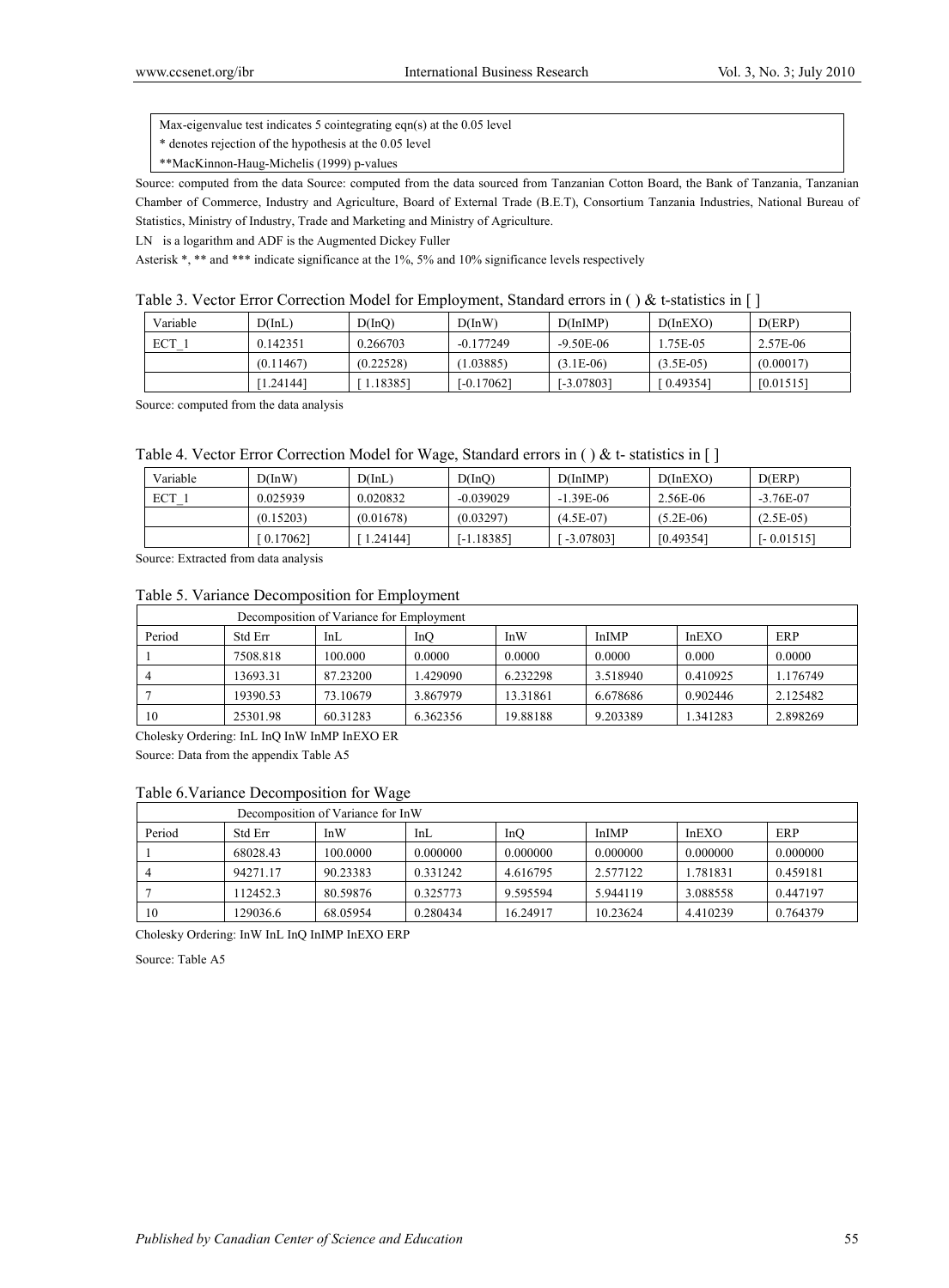Max-eigenvalue test indicates 5 cointegrating eqn(s) at the 0.05 level

* denotes rejection of the hypothesis at the 0.05 level

**MacKinnon-Haug-Michelis (1999) p-values

Source: computed from the data Source: computed from the data sourced from Tanzanian Cotton Board, the Bank of Tanzania, Tanzanian Chamber of Commerce, Industry and Agriculture, Board of External Trade (B.E.T), Consortium Tanzania Industries, National Bureau of Statistics, Ministry of Industry, Trade and Marketing and Ministry of Agriculture.

LN is a logarithm and ADF is the Augmented Dickey Fuller

Asterisk *, ** and *** indicate significance at the 1%, 5% and 10% significance levels respectively

Table 3. Vector Error Correction Model for Employment, Standard errors in ( ) & t-statistics in [ ]

| Variable | D(InL) | D(InQ) | D(InW) | D(InIMP) | D(InEXO) | D(ERP) |
|---|---|---|---|---|---|---|
| ECT_1 | 0.142351 | 0.266703 | -0.177249 | -9.50E-06 | 1.75E-05 | 2.57E-06 |
| | (0.11467) | (0.22528) | (1.03885) | (3.1E-06) | (3.5E-05) | (0.00017) |
| | [1.24144] | [ 1.18385] | [-0.17062] | [-3.07803] | [ 0.49354] | [0.01515] |

Source: computed from the data analysis

Table 4. Vector Error Correction Model for Wage, Standard errors in ( ) & t- statistics in [ ]

| Variable | D(InW) | D(InL) | D(InQ) | D(InIMP) | D(InEXO) | D(ERP) |
|---|---|---|---|---|---|---|
| ECT_1 | 0.025939 | 0.020832 | -0.039029 | -1.39E-06 | 2.56E-06 | -3.76E-07 |
| | (0.15203) | (0.01678) | (0.03297) | (4.5E-07) | (5.2E-06) | (2.5E-05) |
| | [ 0.17062] | [ 1.24144] | [-1.18385] | [ -3.07803] | [0.49354] | [- 0.01515] |

Source: Extracted from data analysis

Table 5. Variance Decomposition for Employment

| Decomposition of Variance for Employment | | | | | | | |
|---|---|---|---|---|---|---|---|
| Period | Std Err | InL | InQ | InW | InIMP | InEXO | ERP |
| 1 | 7508.818 | 100.000 | 0.0000 | 0.0000 | 0.0000 | 0.000 | 0.0000 |
| 4 | 13693.31 | 87.23200 | 1.429090 | 6.232298 | 3.518940 | 0.410925 | 1.176749 |
| 7 | 19390.53 | 73.10679 | 3.867979 | 13.31861 | 6.678686 | 0.902446 | 2.125482 |
| 10 | 25301.98 | 60.31283 | 6.362356 | 19.88188 | 9.203389 | 1.341283 | 2.898269 |

Cholesky Ordering: InL InQ InW InMP InEXO ER

Source: Data from the appendix Table A5

Table 6.Variance Decomposition for Wage

| Decomposition of Variance for InW | | | | | | | |
|---|---|---|---|---|---|---|---|
| Period | Std Err | InW | InL | InQ | InIMP | InEXO | ERP |
| 1 | 68028.43 | 100.0000 | 0.000000 | 0.000000 | 0.000000 | 0.000000 | 0.000000 |
| 4 | 94271.17 | 90.23383 | 0.331242 | 4.616795 | 2.577122 | 1.781831 | 0.459181 |
| 7 | 112452.3 | 80.59876 | 0.325773 | 9.595594 | 5.944119 | 3.088558 | 0.447197 |
| 10 | 129036.6 | 68.05954 | 0.280434 | 16.24917 | 10.23624 | 4.410239 | 0.764379 |

Cholesky Ordering: InW InL InQ InIMP InEXO ERP

Source: Table A5